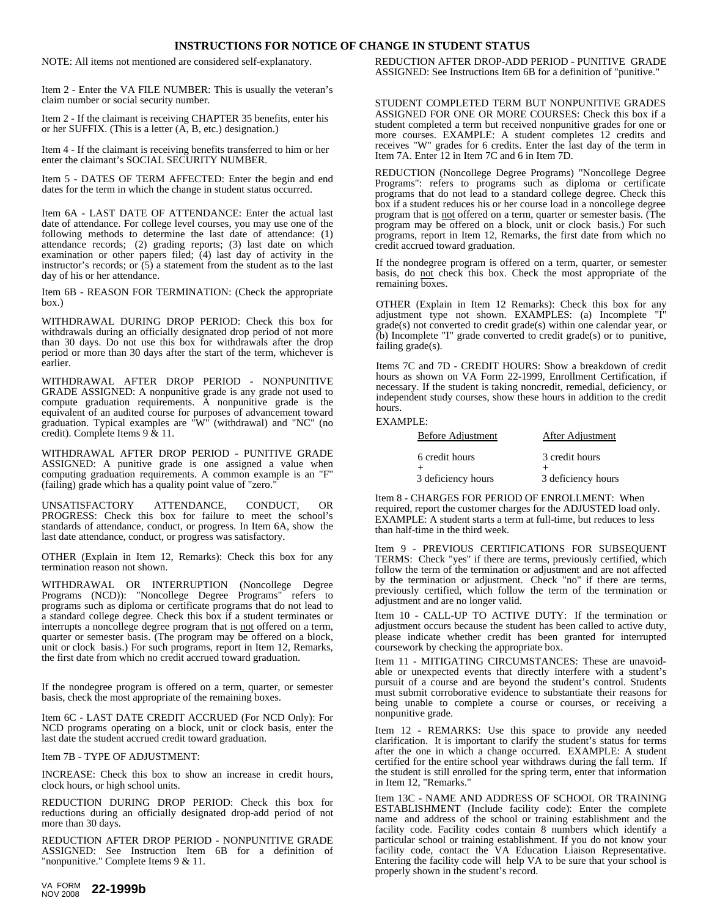# INSTRUCTIONS FOR NOTICE OF CHANGE IN STUDENT STATUS

NOTE: All items not mentioned are considered self-explanatory.

Item 2 - Enter the VA FILE NUMBER: This is usually the veteran's claim number or social security number.

Item 2 - If the claimant is receiving CHAPTER 35 benefits, enter his or her SUFFIX. (This is a letter (A, B, etc.) designation.)

Item 4 - If the claimant is receiving benefits transferred to him or her enter the claimant's SOCIAL SECURITY NUMBER.

Item 5 - DATES OF TERM AFFECTED: Enter the begin and end dates for the term in which the change in student status occurred.

Item 6A - LAST DATE OF ATTENDANCE: Enter the actual last date of attendance. For college level courses, you may use one of the following methods to determine the last date of attendance: (1) attendance records; (2) grading reports; (3) last date on which examination or other papers filed; (4) last day of activity in the instructor's records; or (5) a statement from the student as to the last day of his or her attendance.

Item 6B - REASON FOR TERMINATION: (Check the appropriate box.)

WITHDRAWAL DURING DROP PERIOD: Check this box for withdrawals during an officially designated drop period of not more than 30 days. Do not use this box for withdrawals after the drop period or more than 30 days after the start of the term, whichever is earlier.

WITHDRAWAL AFTER DROP PERIOD - NONPUNITIVE GRADE ASSIGNED: A nonpunitive grade is any grade not used to compute graduation requirements. A nonpunitive grade is the equivalent of an audited course for purposes of advancement toward graduation. Typical examples are "W" (withdrawal) and "NC" (no credit). Complete Items 9 & 11.

WITHDRAWAL AFTER DROP PERIOD - PUNITIVE GRADE ASSIGNED: A punitive grade is one assigned a value when computing graduation requirements. A common example is an "F" (failing) grade which has a quality point value of "zero."

UNSATISFACTORY ATTENDANCE, CONDUCT, OR PROGRESS: Check this box for failure to meet the school's standards of attendance, conduct, or progress. In Item 6A, show the last date attendance, conduct, or progress was satisfactory.

OTHER (Explain in Item 12, Remarks): Check this box for any termination reason not shown.

WITHDRAWAL OR INTERRUPTION (Noncollege Degree Programs (NCD)): "Noncollege Degree Programs" refers to programs such as diploma or certificate programs that do not lead to a standard college degree. Check this box if a student terminates or interrupts a noncollege degree program that is <u>not</u> offered on a term, quarter or semester basis. (The program may be offered on a block, unit or clock basis.) For such programs, report in Item 12, Remarks, the first date from which no credit accrued toward graduation.

If the nondegree program is offered on a term, quarter, or semester basis, check the most appropriate of the remaining boxes.

Item 6C - LAST DATE CREDIT ACCRUED (For NCD Only): For NCD programs operating on a block, unit or clock basis, enter the last date the student accrued credit toward graduation.

Item 7B - TYPE OF ADJUSTMENT:

INCREASE: Check this box to show an increase in credit hours, clock hours, or high school units.

REDUCTION DURING DROP PERIOD: Check this box for reductions during an officially designated drop-add period of not more than 30 days.

REDUCTION AFTER DROP PERIOD - NONPUNITIVE GRADE ASSIGNED: See Instruction Item 6B for a definition of "nonpunitive." Complete Items 9 & 11.

REDUCTION AFTER DROP-ADD PERIOD - PUNITIVE GRADE ASSIGNED: See Instructions Item 6B for a definition of "punitive."

STUDENT COMPLETED TERM BUT NONPUNITIVE GRADES ASSIGNED FOR ONE OR MORE COURSES: Check this box if a student completed a term but received nonpunitive grades for one or more courses. EXAMPLE: A student completes 12 credits and receives "W" grades for 6 credits. Enter the last day of the term in Item 7A. Enter 12 in Item 7C and 6 in Item 7D.

REDUCTION (Noncollege Degree Programs) "Noncollege Degree Programs": refers to programs such as diploma or certificate programs that do not lead to a standard college degree. Check this box if a student reduces his or her course load in a noncollege degree program that is <u>not</u> offered on a term, quarter or semester basis. (The program may be offered on a block, unit or clock basis.) For such programs, report in Item 12, Remarks, the first date from which no credit accrued toward graduation.

If the nondegree program is offered on a term, quarter, or semester basis, do <u>not</u> check this box. Check the most appropriate of the remaining boxes.

OTHER (Explain in Item 12 Remarks): Check this box for any adjustment type not shown. EXAMPLES: (a) Incomplete "I" grade(s) not converted to credit grade(s) within one calendar year, or (b) Incomplete "I" grade converted to credit grade(s) or to punitive, failing grade(s).

Items 7C and 7D - CREDIT HOURS: Show a breakdown of credit hours as shown on VA Form 22-1999, Enrollment Certification, if necessary. If the student is taking noncredit, remedial, deficiency, or independent study courses, show these hours in addition to the credit hours.

EXAMPLE:

| Before Adjustment | After Adjustment |
|---|---|
| 6 credit hours | 3 credit hours |
| + | + |
| 3 deficiency hours | 3 deficiency hours |

Item 8 - CHARGES FOR PERIOD OF ENROLLMENT: When required, report the customer charges for the ADJUSTED load only. EXAMPLE: A student starts a term at full-time, but reduces to less than half-time in the third week.

Item 9 - PREVIOUS CERTIFICATIONS FOR SUBSEQUENT TERMS: Check "yes" if there are terms, previously certified, which follow the term of the termination or adjustment and are not affected by the termination or adjustment. Check "no" if there are terms, previously certified, which follow the term of the termination or adjustment and are no longer valid.

Item 10 - CALL-UP TO ACTIVE DUTY: If the termination or adjustment occurs because the student has been called to active duty, please indicate whether credit has been granted for interrupted coursework by checking the appropriate box.

Item 11 - MITIGATING CIRCUMSTANCES: These are unavoidable or unexpected events that directly interfere with a student's pursuit of a course and are beyond the student's control. Students must submit corroborative evidence to substantiate their reasons for being unable to complete a course or courses, or receiving a nonpunitive grade.

Item 12 - REMARKS: Use this space to provide any needed clarification. It is important to clarify the student's status for terms after the one in which a change occurred. EXAMPLE: A student certified for the entire school year withdraws during the fall term. If the student is still enrolled for the spring term, enter that information in Item 12, "Remarks."

Item 13C - NAME AND ADDRESS OF SCHOOL OR TRAINING ESTABLISHMENT (Include facility code): Enter the complete name and address of the school or training establishment and the facility code. Facility codes contain 8 numbers which identify a particular school or training establishment. If you do not know your facility code, contact the VA Education Liaison Representative. Entering the facility code will help VA to be sure that your school is properly shown in the student's record.

VA FORM NOV 2008 **22-1999b**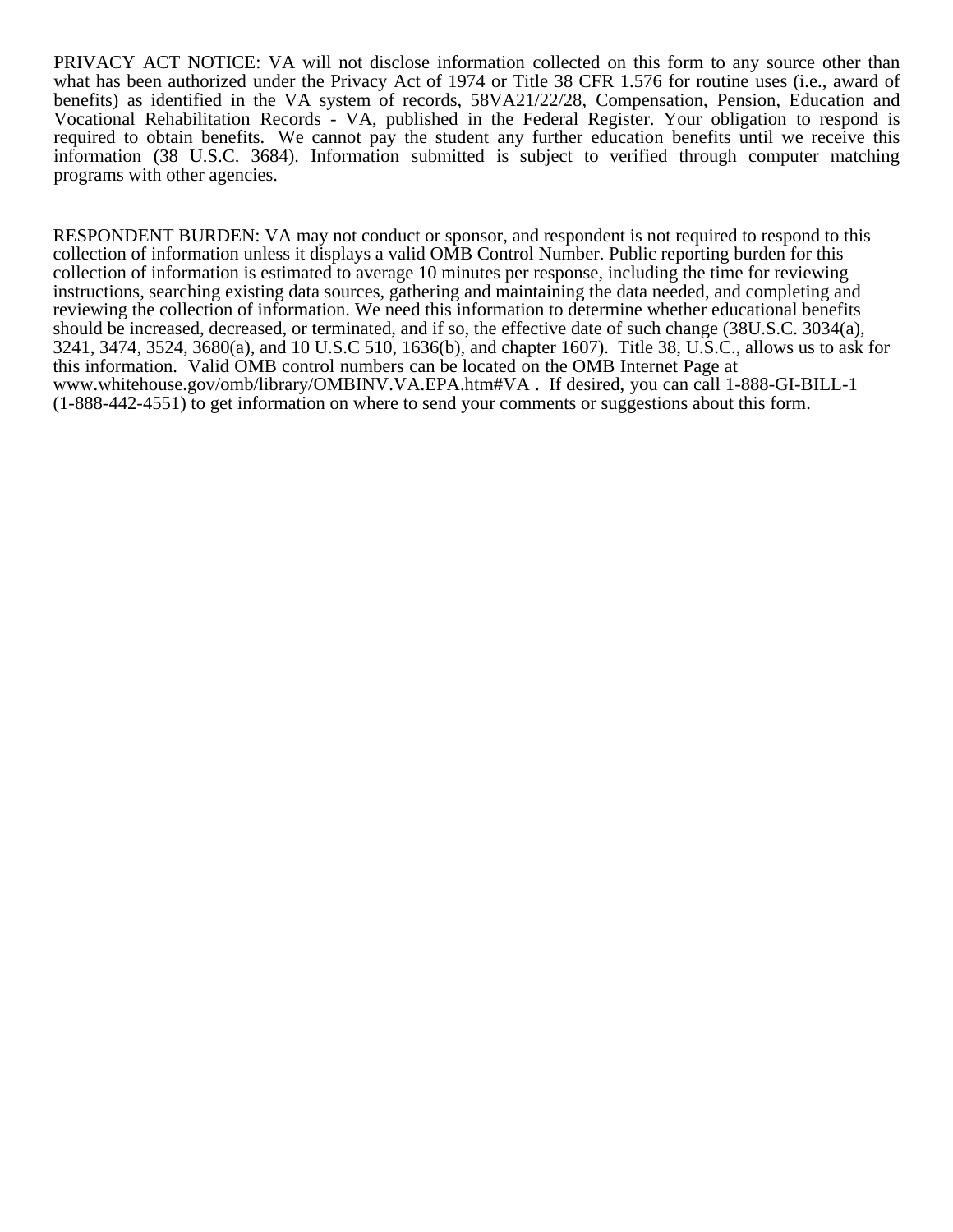PRIVACY ACT NOTICE: VA will not disclose information collected on this form to any source other than what has been authorized under the Privacy Act of 1974 or Title 38 CFR 1.576 for routine uses (i.e., award of benefits) as identified in the VA system of records, 58VA21/22/28, Compensation, Pension, Education and Vocational Rehabilitation Records - VA, published in the Federal Register. Your obligation to respond is required to obtain benefits. We cannot pay the student any further education benefits until we receive this information (38 U.S.C. 3684). Information submitted is subject to verified through computer matching programs with other agencies.

RESPONDENT BURDEN: VA may not conduct or sponsor, and respondent is not required to respond to this collection of information unless it displays a valid OMB Control Number. Public reporting burden for this collection of information is estimated to average 10 minutes per response, including the time for reviewing instructions, searching existing data sources, gathering and maintaining the data needed, and completing and reviewing the collection of information. We need this information to determine whether educational benefits should be increased, decreased, or terminated, and if so, the effective date of such change (38U.S.C. 3034(a), 3241, 3474, 3524, 3680(a), and 10 U.S.C 510, 1636(b), and chapter 1607). Title 38, U.S.C., allows us to ask for this information. Valid OMB control numbers can be located on the OMB Internet Page at www.whitehouse.gov/omb/library/OMBINV.VA.EPA.htm#VA . If desired, you can call 1-888-GI-BILL-1 (1-888-442-4551) to get information on where to send your comments or suggestions about this form.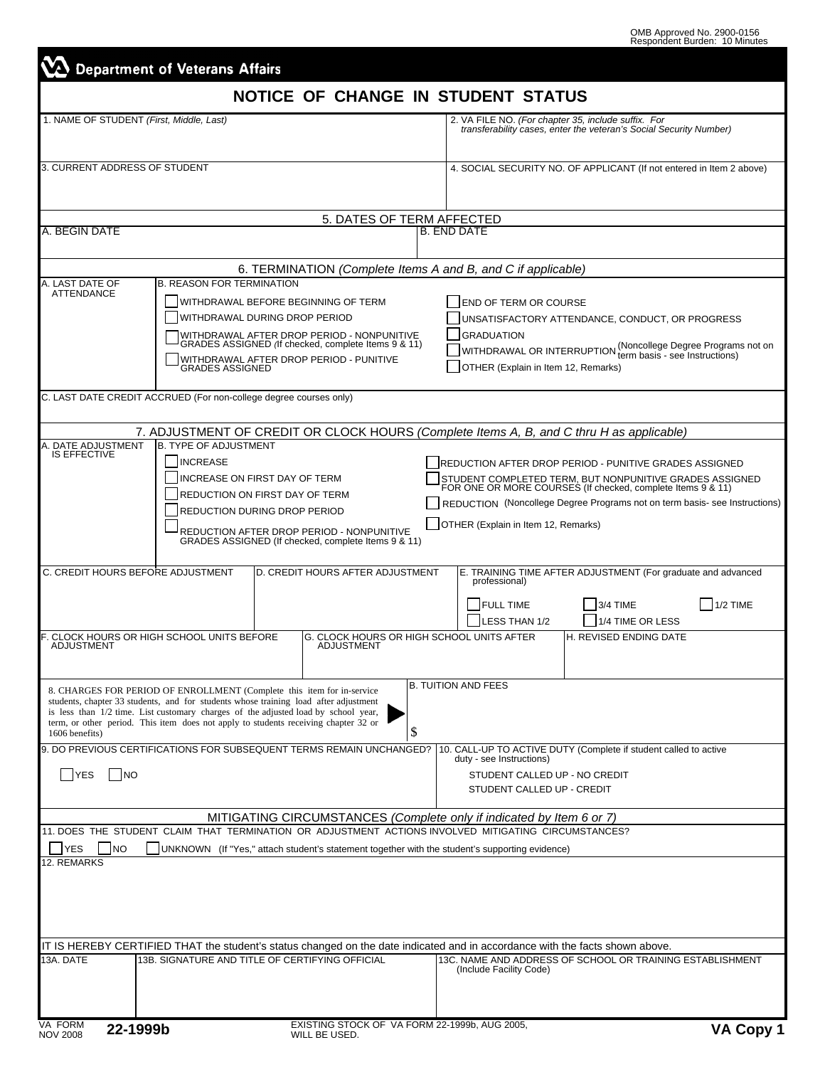OMB Approved No. 2900-0156
Respondent Burden: 10 Minutes

**Department of Veterans Affairs**

# NOTICE OF CHANGE IN STUDENT STATUS

1. NAME OF STUDENT *(First, Middle, Last)*

2. VA FILE NO. *(For chapter 35, include suffix. For transferability cases, enter the veteran's Social Security Number)*

3. CURRENT ADDRESS OF STUDENT

4. SOCIAL SECURITY NO. OF APPLICANT (If not entered in Item 2 above)

## 5. DATES OF TERM AFFECTED

A. BEGIN DATE

B. END DATE

## 6. TERMINATION *(Complete Items A and B, and C if applicable)*

A. LAST DATE OF ATTENDANCE

B. REASON FOR TERMINATION

- ☐ WITHDRAWAL BEFORE BEGINNING OF TERM
- ☐ WITHDRAWAL DURING DROP PERIOD
- ☐ WITHDRAWAL AFTER DROP PERIOD - NONPUNITIVE GRADES ASSIGNED *(If checked, complete Items 9 & 11)*
- ☐ WITHDRAWAL AFTER DROP PERIOD - PUNITIVE GRADES ASSIGNED
- ☐ END OF TERM OR COURSE
- ☐ UNSATISFACTORY ATTENDANCE, CONDUCT, OR PROGRESS
- ☐ GRADUATION
- ☐ WITHDRAWAL OR INTERRUPTION (Noncollege Degree Programs not on term basis - see Instructions)
- ☐ OTHER (Explain in Item 12, Remarks)

C. LAST DATE CREDIT ACCRUED (For non-college degree courses only)

## 7. ADJUSTMENT OF CREDIT OR CLOCK HOURS *(Complete Items A, B, and C thru H as applicable)*

A. DATE ADJUSTMENT IS EFFECTIVE

B. TYPE OF ADJUSTMENT

- ☐ INCREASE
- ☐ INCREASE ON FIRST DAY OF TERM
- ☐ REDUCTION ON FIRST DAY OF TERM
- ☐ REDUCTION DURING DROP PERIOD
- ☐ REDUCTION AFTER DROP PERIOD - NONPUNITIVE GRADES ASSIGNED (If checked, complete Items 9 & 11)
- ☐ REDUCTION AFTER DROP PERIOD - PUNITIVE GRADES ASSIGNED
- ☐ STUDENT COMPLETED TERM, BUT NONPUNITIVE GRADES ASSIGNED FOR ONE OR MORE COURSES (If checked, complete Items 9 & 11)
- ☐ REDUCTION (Noncollege Degree Programs not on term basis- see Instructions)
- ☐ OTHER (Explain in Item 12, Remarks)

C. CREDIT HOURS BEFORE ADJUSTMENT

D. CREDIT HOURS AFTER ADJUSTMENT

E. TRAINING TIME AFTER ADJUSTMENT (For graduate and advanced professional)

- ☐ FULL TIME
- ☐ 3/4 TIME
- ☐ 1/2 TIME
- ☐ LESS THAN 1/2
- ☐ 1/4 TIME OR LESS

F. CLOCK HOURS OR HIGH SCHOOL UNITS BEFORE ADJUSTMENT

G. CLOCK HOURS OR HIGH SCHOOL UNITS AFTER ADJUSTMENT

H. REVISED ENDING DATE

8. CHARGES FOR PERIOD OF ENROLLMENT (Complete this item for in-service students, chapter 33 students, and for students whose training load after adjustment is less than 1/2 time. List customary charges of the adjusted load by school year, term, or other period. This item does not apply to students receiving chapter 32 or 1606 benefits)

B. TUITION AND FEES

$

9. DO PREVIOUS CERTIFICATIONS FOR SUBSEQUENT TERMS REMAIN UNCHANGED?

☐ YES ☐ NO

10. CALL-UP TO ACTIVE DUTY (Complete if student called to active duty - see Instructions)

STUDENT CALLED UP - NO CREDIT

STUDENT CALLED UP - CREDIT

## MITIGATING CIRCUMSTANCES *(Complete only if indicated by Item 6 or 7)*

11. DOES THE STUDENT CLAIM THAT TERMINATION OR ADJUSTMENT ACTIONS INVOLVED MITIGATING CIRCUMSTANCES?

☐ YES ☐ NO ☐ UNKNOWN (If "Yes," attach student's statement together with the student's supporting evidence)

12. REMARKS

IT IS HEREBY CERTIFIED THAT the student's status changed on the date indicated and in accordance with the facts shown above.

13A. DATE

13B. SIGNATURE AND TITLE OF CERTIFYING OFFICIAL

13C. NAME AND ADDRESS OF SCHOOL OR TRAINING ESTABLISHMENT (Include Facility Code)

VA FORM NOV 2008 **22-1999b** EXISTING STOCK OF VA FORM 22-1999b, AUG 2005, WILL BE USED. **VA Copy 1**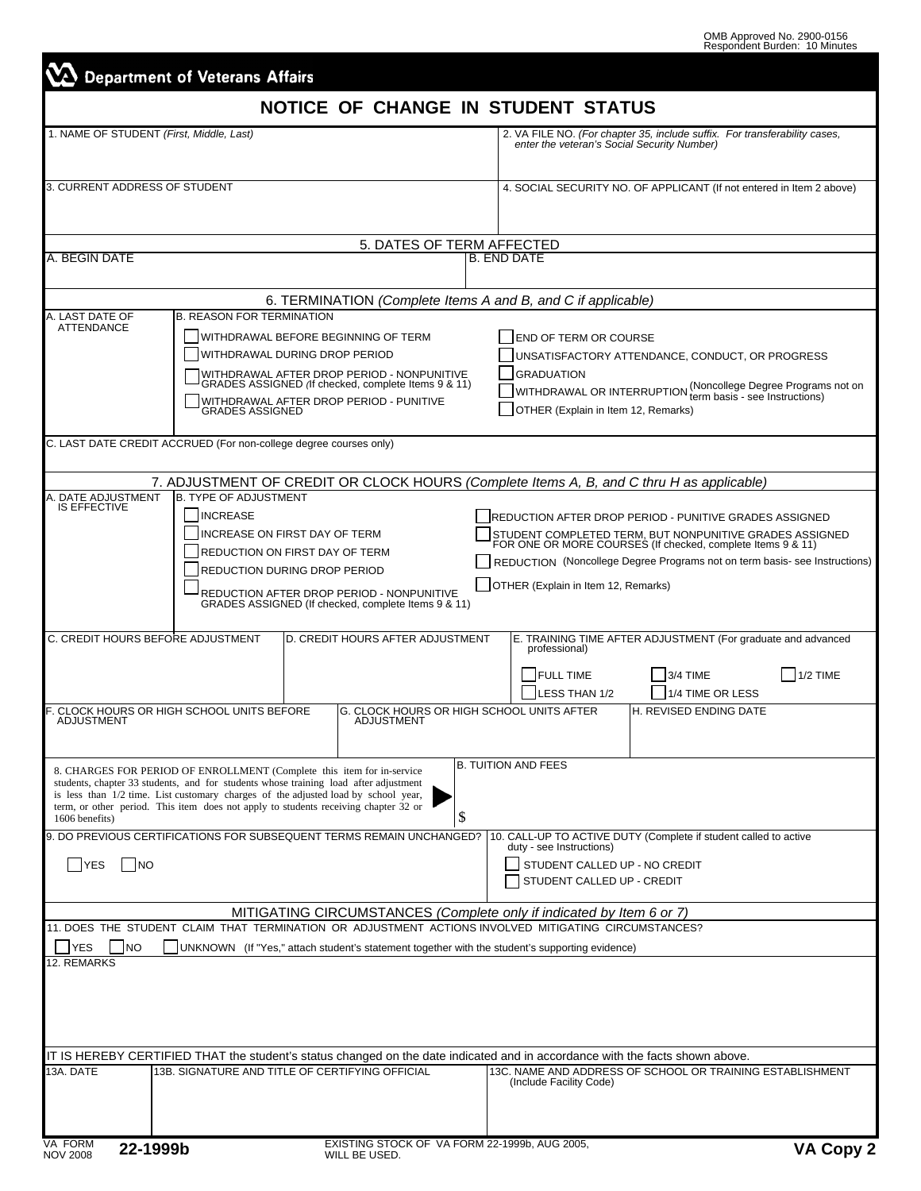OMB Approved No. 2900-0156
Respondent Burden: 10 Minutes

Department of Veterans Affairs

# NOTICE OF CHANGE IN STUDENT STATUS

1. NAME OF STUDENT *(First, Middle, Last)*

2. VA FILE NO. *(For chapter 35, include suffix. For transferability cases, enter the veteran's Social Security Number)*

3. CURRENT ADDRESS OF STUDENT

4. SOCIAL SECURITY NO. OF APPLICANT (If not entered in Item 2 above)

## 5. DATES OF TERM AFFECTED

A. BEGIN DATE

B. END DATE

## 6. TERMINATION *(Complete Items A and B, and C if applicable)*

A. LAST DATE OF ATTENDANCE

B. REASON FOR TERMINATION

- ☐ WITHDRAWAL BEFORE BEGINNING OF TERM
- ☐ WITHDRAWAL DURING DROP PERIOD
- ☐ WITHDRAWAL AFTER DROP PERIOD - NONPUNITIVE GRADES ASSIGNED (If checked, complete Items 9 & 11)
- ☐ WITHDRAWAL AFTER DROP PERIOD - PUNITIVE GRADES ASSIGNED
- ☐ END OF TERM OR COURSE
- ☐ UNSATISFACTORY ATTENDANCE, CONDUCT, OR PROGRESS
- ☐ GRADUATION
- ☐ WITHDRAWAL OR INTERRUPTION (Noncollege Degree Programs not on term basis - see Instructions)
- ☐ OTHER (Explain in Item 12, Remarks)

C. LAST DATE CREDIT ACCRUED (For non-college degree courses only)

## 7. ADJUSTMENT OF CREDIT OR CLOCK HOURS *(Complete Items A, B, and C thru H as applicable)*

A. DATE ADJUSTMENT IS EFFECTIVE

B. TYPE OF ADJUSTMENT

- ☐ INCREASE
- ☐ INCREASE ON FIRST DAY OF TERM
- ☐ REDUCTION ON FIRST DAY OF TERM
- ☐ REDUCTION DURING DROP PERIOD
- ☐ REDUCTION AFTER DROP PERIOD - NONPUNITIVE GRADES ASSIGNED (If checked, complete Items 9 & 11)
- ☐ REDUCTION AFTER DROP PERIOD - PUNITIVE GRADES ASSIGNED
- ☐ STUDENT COMPLETED TERM, BUT NONPUNITIVE GRADES ASSIGNED FOR ONE OR MORE COURSES (If checked, complete Items 9 & 11)
- ☐ REDUCTION (Noncollege Degree Programs not on term basis- see Instructions)
- ☐ OTHER (Explain in Item 12, Remarks)

C. CREDIT HOURS BEFORE ADJUSTMENT

D. CREDIT HOURS AFTER ADJUSTMENT

E. TRAINING TIME AFTER ADJUSTMENT (For graduate and advanced professional)

- ☐ FULL TIME
- ☐ 3/4 TIME
- ☐ 1/2 TIME
- ☐ LESS THAN 1/2
- ☐ 1/4 TIME OR LESS

F. CLOCK HOURS OR HIGH SCHOOL UNITS BEFORE ADJUSTMENT

G. CLOCK HOURS OR HIGH SCHOOL UNITS AFTER ADJUSTMENT

H. REVISED ENDING DATE

8. CHARGES FOR PERIOD OF ENROLLMENT (Complete this item for in-service students, chapter 33 students, and for students whose training load after adjustment is less than 1/2 time. List customary charges of the adjusted load by school year, term, or other period. This item does not apply to students receiving chapter 32 or 1606 benefits)

B. TUITION AND FEES

$

9. DO PREVIOUS CERTIFICATIONS FOR SUBSEQUENT TERMS REMAIN UNCHANGED?

☐ YES ☐ NO

10. CALL-UP TO ACTIVE DUTY (Complete if student called to active duty - see Instructions)

- ☐ STUDENT CALLED UP - NO CREDIT
- ☐ STUDENT CALLED UP - CREDIT

## MITIGATING CIRCUMSTANCES *(Complete only if indicated by Item 6 or 7)*

11. DOES THE STUDENT CLAIM THAT TERMINATION OR ADJUSTMENT ACTIONS INVOLVED MITIGATING CIRCUMSTANCES?

☐ YES ☐ NO ☐ UNKNOWN (If "Yes," attach student's statement together with the student's supporting evidence)

12. REMARKS

IT IS HEREBY CERTIFIED THAT the student's status changed on the date indicated and in accordance with the facts shown above.

13A. DATE

13B. SIGNATURE AND TITLE OF CERTIFYING OFFICIAL

13C. NAME AND ADDRESS OF SCHOOL OR TRAINING ESTABLISHMENT (Include Facility Code)

VA FORM NOV 2008 **22-1999b**

EXISTING STOCK OF VA FORM 22-1999b, AUG 2005, WILL BE USED.

**VA Copy 2**